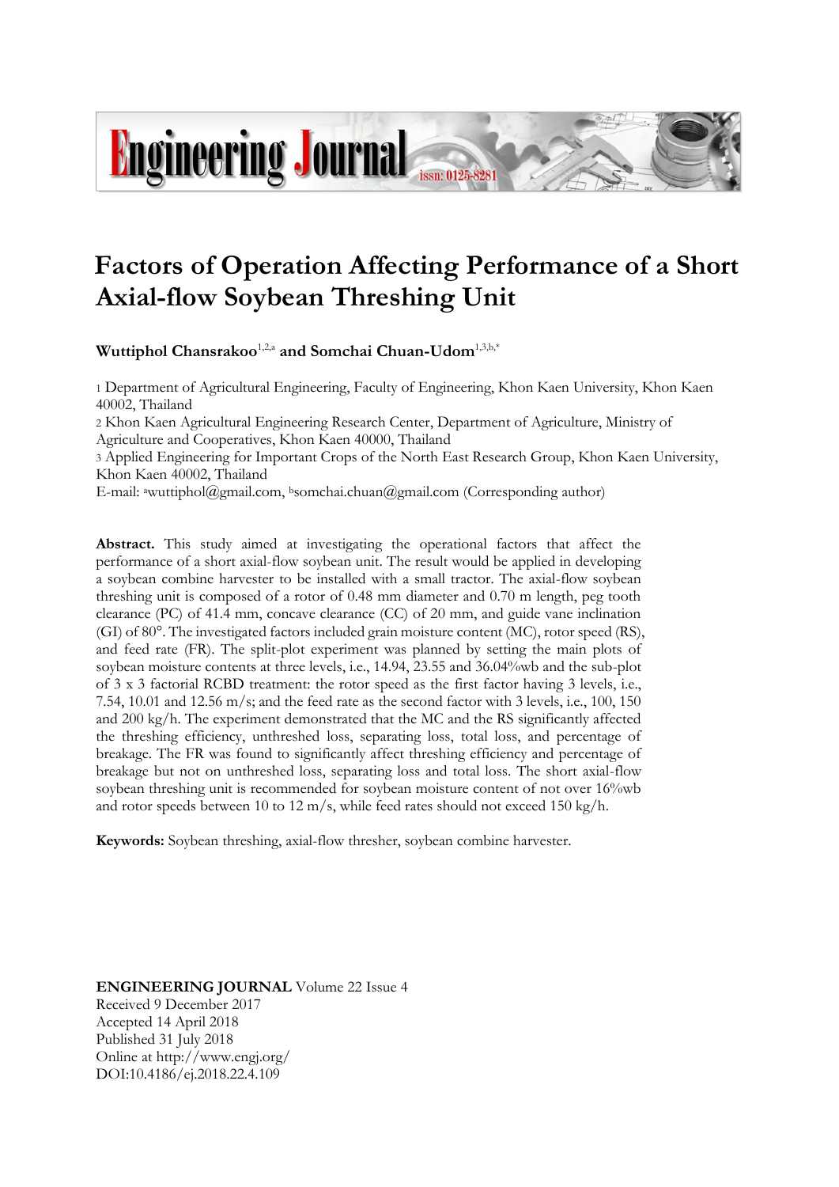# Factors of Operation Affecting Performance of a Short Axial-flow Soybean Threshing Unit

**Wuttiphol Chansrakoo**[1,2,a] **and Somchai Chuan-Udom**[1,3,b,*]

1 Department of Agricultural Engineering, Faculty of Engineering, Khon Kaen University, Khon Kaen 40002, Thailand

2 Khon Kaen Agricultural Engineering Research Center, Department of Agriculture, Ministry of Agriculture and Cooperatives, Khon Kaen 40000, Thailand

3 Applied Engineering for Important Crops of the North East Research Group, Khon Kaen University, Khon Kaen 40002, Thailand

E-mail: [a]wuttiphol@gmail.com, [b]somchai.chuan@gmail.com (Corresponding author)

**Abstract.** This study aimed at investigating the operational factors that affect the performance of a short axial-flow soybean unit. The result would be applied in developing a soybean combine harvester to be installed with a small tractor. The axial-flow soybean threshing unit is composed of a rotor of 0.48 mm diameter and 0.70 m length, peg tooth clearance (PC) of 41.4 mm, concave clearance (CC) of 20 mm, and guide vane inclination (GI) of 80°. The investigated factors included grain moisture content (MC), rotor speed (RS), and feed rate (FR). The split-plot experiment was planned by setting the main plots of soybean moisture contents at three levels, i.e., 14.94, 23.55 and 36.04%wb and the sub-plot of 3 x 3 factorial RCBD treatment: the rotor speed as the first factor having 3 levels, i.e., 7.54, 10.01 and 12.56 m/s; and the feed rate as the second factor with 3 levels, i.e., 100, 150 and 200 kg/h. The experiment demonstrated that the MC and the RS significantly affected the threshing efficiency, unthreshed loss, separating loss, total loss, and percentage of breakage. The FR was found to significantly affect threshing efficiency and percentage of breakage but not on unthreshed loss, separating loss and total loss. The short axial-flow soybean threshing unit is recommended for soybean moisture content of not over 16%wb and rotor speeds between 10 to 12 m/s, while feed rates should not exceed 150 kg/h.

**Keywords:** Soybean threshing, axial-flow thresher, soybean combine harvester.

**ENGINEERING JOURNAL** Volume 22 Issue 4
Received 9 December 2017
Accepted 14 April 2018
Published 31 July 2018
Online at http://www.engj.org/
DOI:10.4186/ej.2018.22.4.109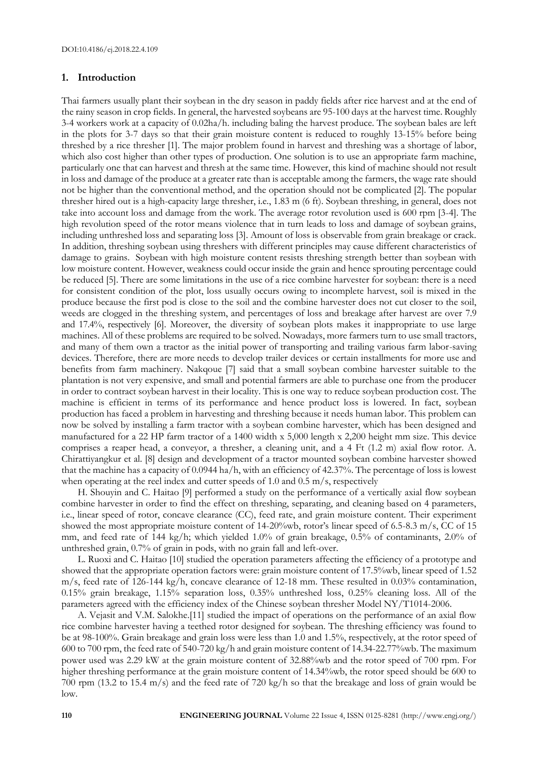## 1. Introduction

Thai farmers usually plant their soybean in the dry season in paddy fields after rice harvest and at the end of the rainy season in crop fields. In general, the harvested soybeans are 95-100 days at the harvest time. Roughly 3-4 workers work at a capacity of 0.02ha/h. including baling the harvest produce. The soybean bales are left in the plots for 3-7 days so that their grain moisture content is reduced to roughly 13-15% before being threshed by a rice thresher [1]. The major problem found in harvest and threshing was a shortage of labor, which also cost higher than other types of production. One solution is to use an appropriate farm machine, particularly one that can harvest and thresh at the same time. However, this kind of machine should not result in loss and damage of the produce at a greater rate than is acceptable among the farmers, the wage rate should not be higher than the conventional method, and the operation should not be complicated [2]. The popular thresher hired out is a high-capacity large thresher, i.e., 1.83 m (6 ft). Soybean threshing, in general, does not take into account loss and damage from the work. The average rotor revolution used is 600 rpm [3-4]. The high revolution speed of the rotor means violence that in turn leads to loss and damage of soybean grains, including unthreshed loss and separating loss [3]. Amount of loss is observable from grain breakage or crack. In addition, threshing soybean using threshers with different principles may cause different characteristics of damage to grains. Soybean with high moisture content resists threshing strength better than soybean with low moisture content. However, weakness could occur inside the grain and hence sprouting percentage could be reduced [5]. There are some limitations in the use of a rice combine harvester for soybean: there is a need for consistent condition of the plot, loss usually occurs owing to incomplete harvest, soil is mixed in the produce because the first pod is close to the soil and the combine harvester does not cut closer to the soil, weeds are clogged in the threshing system, and percentages of loss and breakage after harvest are over 7.9 and 17.4%, respectively [6]. Moreover, the diversity of soybean plots makes it inappropriate to use large machines. All of these problems are required to be solved. Nowadays, more farmers turn to use small tractors, and many of them own a tractor as the initial power of transporting and trailing various farm labor-saving devices. Therefore, there are more needs to develop trailer devices or certain installments for more use and benefits from farm machinery. Nakqoue [7] said that a small soybean combine harvester suitable to the plantation is not very expensive, and small and potential farmers are able to purchase one from the producer in order to contract soybean harvest in their locality. This is one way to reduce soybean production cost. The machine is efficient in terms of its performance and hence product loss is lowered. In fact, soybean production has faced a problem in harvesting and threshing because it needs human labor. This problem can now be solved by installing a farm tractor with a soybean combine harvester, which has been designed and manufactured for a 22 HP farm tractor of a 1400 width x 5,000 length x 2,200 height mm size. This device comprises a reaper head, a conveyor, a thresher, a cleaning unit, and a 4 Ft (1.2 m) axial flow rotor. A. Chirattiyangkur et al. [8] design and development of a tractor mounted soybean combine harvester showed that the machine has a capacity of 0.0944 ha/h, with an efficiency of 42.37%. The percentage of loss is lowest when operating at the reel index and cutter speeds of 1.0 and 0.5 m/s, respectively

H. Shouyin and C. Haitao [9] performed a study on the performance of a vertically axial flow soybean combine harvester in order to find the effect on threshing, separating, and cleaning based on 4 parameters, i.e., linear speed of rotor, concave clearance (CC), feed rate, and grain moisture content. Their experiment showed the most appropriate moisture content of 14-20%wb, rotor's linear speed of 6.5-8.3 m/s, CC of 15 mm, and feed rate of 144 kg/h; which yielded 1.0% of grain breakage, 0.5% of contaminants, 2.0% of unthreshed grain, 0.7% of grain in pods, with no grain fall and left-over.

L. Ruoxi and C. Haitao [10] studied the operation parameters affecting the efficiency of a prototype and showed that the appropriate operation factors were: grain moisture content of 17.5%wb, linear speed of 1.52 m/s, feed rate of 126-144 kg/h, concave clearance of 12-18 mm. These resulted in 0.03% contamination, 0.15% grain breakage, 1.15% separation loss, 0.35% unthreshed loss, 0.25% cleaning loss. All of the parameters agreed with the efficiency index of the Chinese soybean thresher Model NY/T1014-2006.

A. Vejasit and V.M. Salokhe.[11] studied the impact of operations on the performance of an axial flow rice combine harvester having a teethed rotor designed for soybean. The threshing efficiency was found to be at 98-100%. Grain breakage and grain loss were less than 1.0 and 1.5%, respectively, at the rotor speed of 600 to 700 rpm, the feed rate of 540-720 kg/h and grain moisture content of 14.34-22.77%wb. The maximum power used was 2.29 kW at the grain moisture content of 32.88%wb and the rotor speed of 700 rpm. For higher threshing performance at the grain moisture content of 14.34%wb, the rotor speed should be 600 to 700 rpm (13.2 to 15.4 m/s) and the feed rate of 720 kg/h so that the breakage and loss of grain would be low.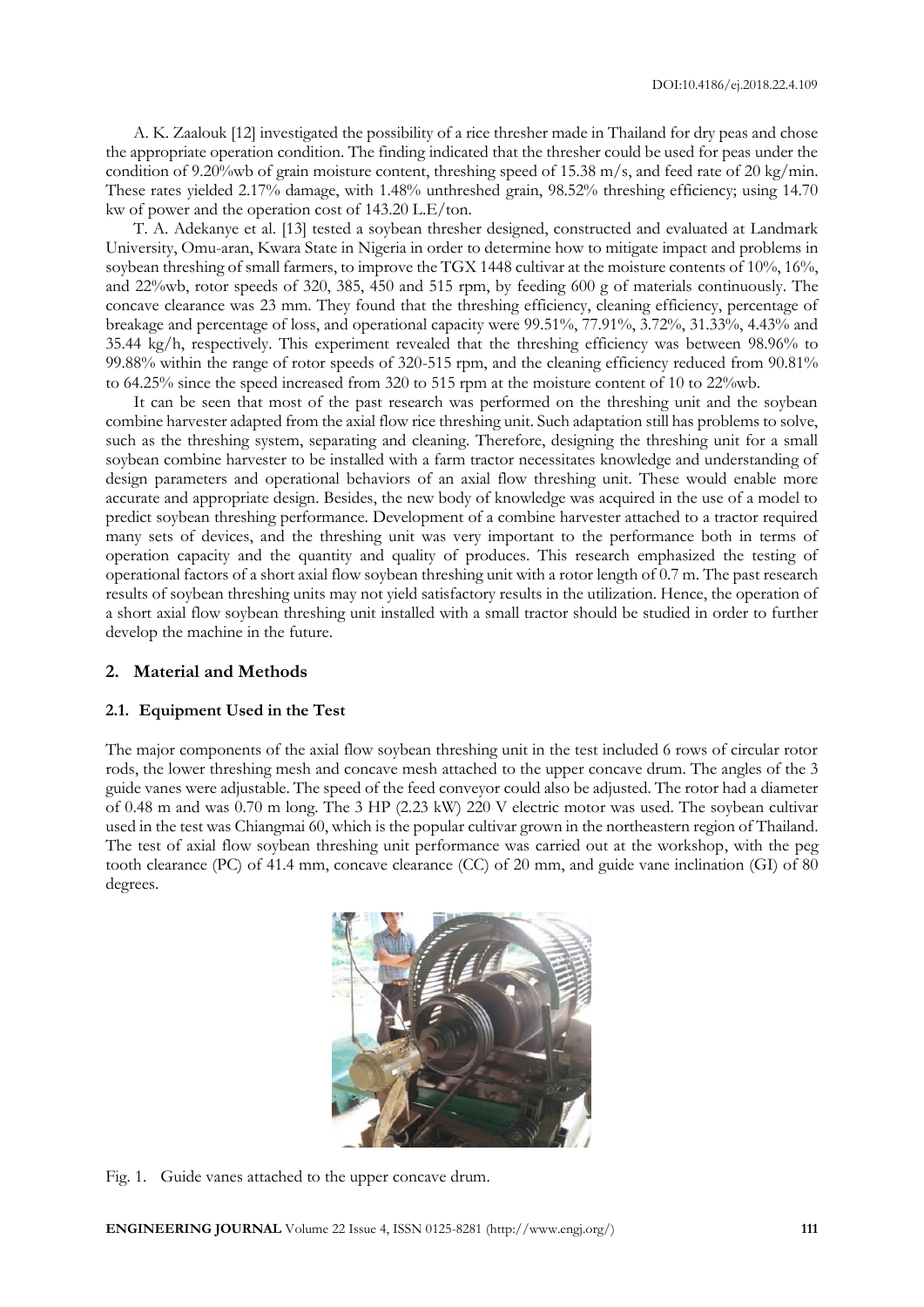A. K. Zaalouk [12] investigated the possibility of a rice thresher made in Thailand for dry peas and chose the appropriate operation condition. The finding indicated that the thresher could be used for peas under the condition of 9.20%wb of grain moisture content, threshing speed of 15.38 m/s, and feed rate of 20 kg/min. These rates yielded 2.17% damage, with 1.48% unthreshed grain, 98.52% threshing efficiency; using 14.70 kw of power and the operation cost of 143.20 L.E/ton.

T. A. Adekanye et al. [13] tested a soybean thresher designed, constructed and evaluated at Landmark University, Omu-aran, Kwara State in Nigeria in order to determine how to mitigate impact and problems in soybean threshing of small farmers, to improve the TGX 1448 cultivar at the moisture contents of 10%, 16%, and 22%wb, rotor speeds of 320, 385, 450 and 515 rpm, by feeding 600 g of materials continuously. The concave clearance was 23 mm. They found that the threshing efficiency, cleaning efficiency, percentage of breakage and percentage of loss, and operational capacity were 99.51%, 77.91%, 3.72%, 31.33%, 4.43% and 35.44 kg/h, respectively. This experiment revealed that the threshing efficiency was between 98.96% to 99.88% within the range of rotor speeds of 320-515 rpm, and the cleaning efficiency reduced from 90.81% to 64.25% since the speed increased from 320 to 515 rpm at the moisture content of 10 to 22%wb.

It can be seen that most of the past research was performed on the threshing unit and the soybean combine harvester adapted from the axial flow rice threshing unit. Such adaptation still has problems to solve, such as the threshing system, separating and cleaning. Therefore, designing the threshing unit for a small soybean combine harvester to be installed with a farm tractor necessitates knowledge and understanding of design parameters and operational behaviors of an axial flow threshing unit. These would enable more accurate and appropriate design. Besides, the new body of knowledge was acquired in the use of a model to predict soybean threshing performance. Development of a combine harvester attached to a tractor required many sets of devices, and the threshing unit was very important to the performance both in terms of operation capacity and the quantity and quality of produces. This research emphasized the testing of operational factors of a short axial flow soybean threshing unit with a rotor length of 0.7 m. The past research results of soybean threshing units may not yield satisfactory results in the utilization. Hence, the operation of a short axial flow soybean threshing unit installed with a small tractor should be studied in order to further develop the machine in the future.

## 2. Material and Methods

### 2.1. Equipment Used in the Test

The major components of the axial flow soybean threshing unit in the test included 6 rows of circular rotor rods, the lower threshing mesh and concave mesh attached to the upper concave drum. The angles of the 3 guide vanes were adjustable. The speed of the feed conveyor could also be adjusted. The rotor had a diameter of 0.48 m and was 0.70 m long. The 3 HP (2.23 kW) 220 V electric motor was used. The soybean cultivar used in the test was Chiangmai 60, which is the popular cultivar grown in the northeastern region of Thailand. The test of axial flow soybean threshing unit performance was carried out at the workshop, with the peg tooth clearance (PC) of 41.4 mm, concave clearance (CC) of 20 mm, and guide vane inclination (GI) of 80 degrees.

Fig. 1. Guide vanes attached to the upper concave drum.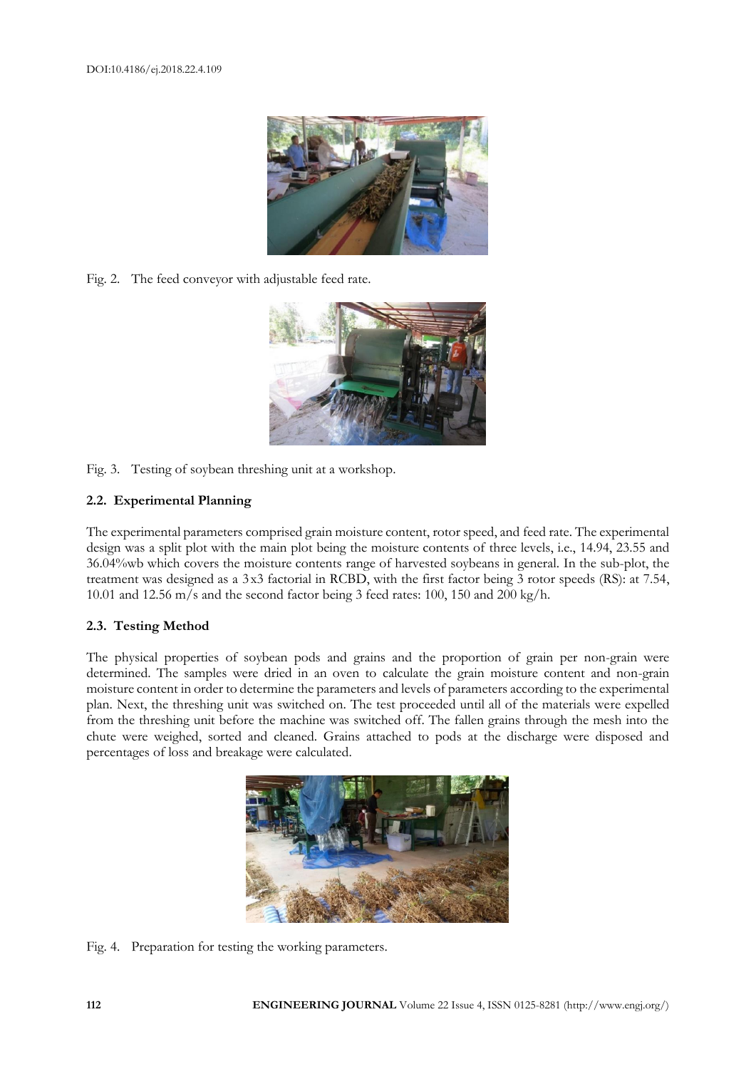Fig. 2. The feed conveyor with adjustable feed rate.

Fig. 3. Testing of soybean threshing unit at a workshop.

### 2.2. Experimental Planning

The experimental parameters comprised grain moisture content, rotor speed, and feed rate. The experimental design was a split plot with the main plot being the moisture contents of three levels, i.e., 14.94, 23.55 and 36.04%wb which covers the moisture contents range of harvested soybeans in general. In the sub-plot, the treatment was designed as a 3x3 factorial in RCBD, with the first factor being 3 rotor speeds (RS): at 7.54, 10.01 and 12.56 m/s and the second factor being 3 feed rates: 100, 150 and 200 kg/h.

### 2.3. Testing Method

The physical properties of soybean pods and grains and the proportion of grain per non-grain were determined. The samples were dried in an oven to calculate the grain moisture content and non-grain moisture content in order to determine the parameters and levels of parameters according to the experimental plan. Next, the threshing unit was switched on. The test proceeded until all of the materials were expelled from the threshing unit before the machine was switched off. The fallen grains through the mesh into the chute were weighed, sorted and cleaned. Grains attached to pods at the discharge were disposed and percentages of loss and breakage were calculated.

Fig. 4. Preparation for testing the working parameters.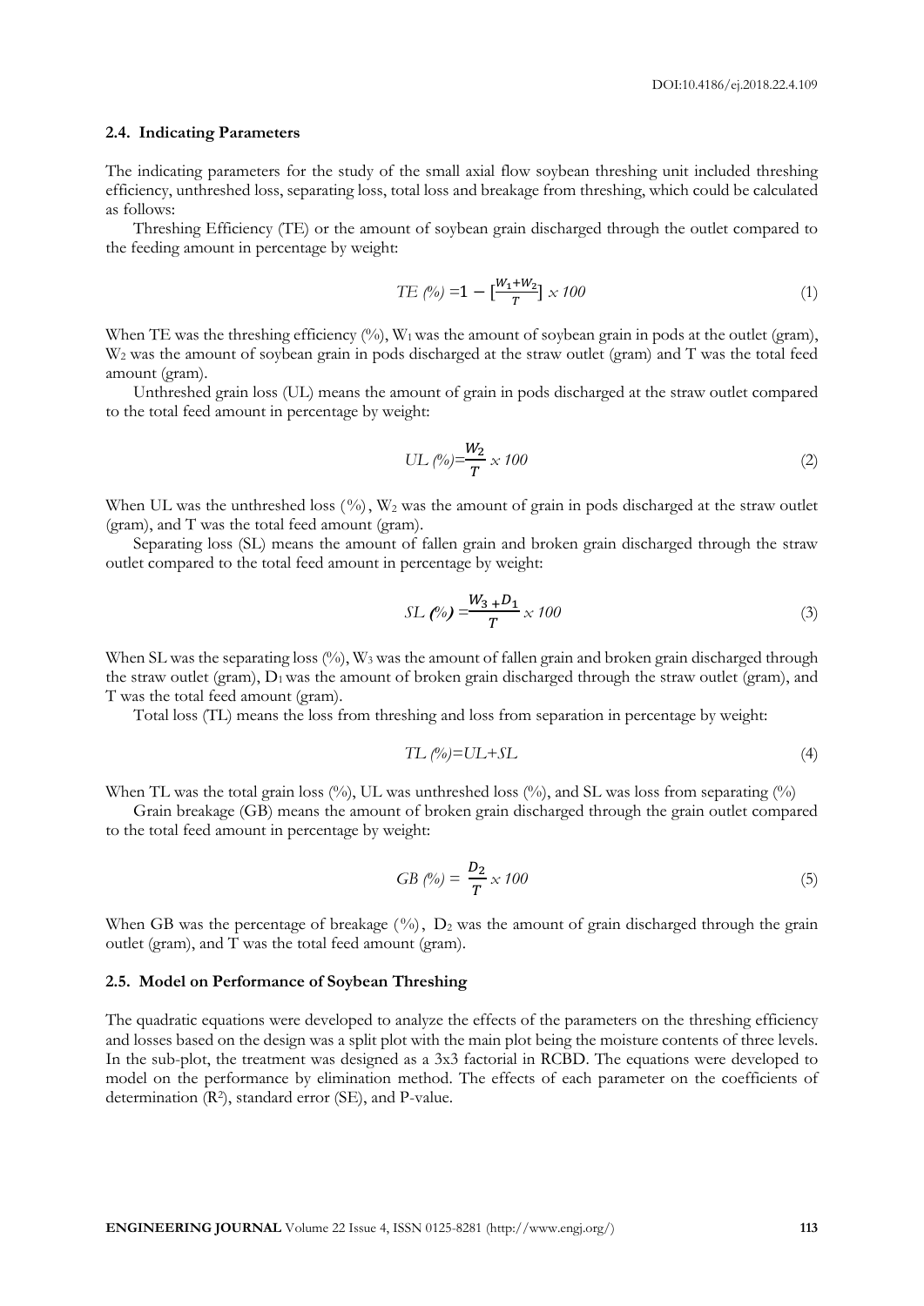### 2.4. Indicating Parameters

The indicating parameters for the study of the small axial flow soybean threshing unit included threshing efficiency, unthreshed loss, separating loss, total loss and breakage from threshing, which could be calculated as follows:

Threshing Efficiency (TE) or the amount of soybean grain discharged through the outlet compared to the feeding amount in percentage by weight:

$$TE\ (\%) = 1 - [\frac{W_1 + W_2}{T}] \times 100 \tag{1}$$

When TE was the threshing efficiency (%), $W_1$ was the amount of soybean grain in pods at the outlet (gram), $W_2$ was the amount of soybean grain in pods discharged at the straw outlet (gram) and T was the total feed amount (gram).

Unthreshed grain loss (UL) means the amount of grain in pods discharged at the straw outlet compared to the total feed amount in percentage by weight:

$$UL\ (\%) = \frac{W_2}{T} \times 100 \tag{2}$$

When UL was the unthreshed loss (%), $W_2$ was the amount of grain in pods discharged at the straw outlet (gram), and T was the total feed amount (gram).

Separating loss (SL) means the amount of fallen grain and broken grain discharged through the straw outlet compared to the total feed amount in percentage by weight:

$$SL\ (\%) = \frac{W_3 + D_1}{T} \times 100 \tag{3}$$

When SL was the separating loss (%), $W_3$ was the amount of fallen grain and broken grain discharged through the straw outlet (gram), $D_1$ was the amount of broken grain discharged through the straw outlet (gram), and T was the total feed amount (gram).

Total loss (TL) means the loss from threshing and loss from separation in percentage by weight:

$$TL\ (\%) = UL + SL \tag{4}$$

When TL was the total grain loss (%), UL was unthreshed loss (%), and SL was loss from separating (%)

Grain breakage (GB) means the amount of broken grain discharged through the grain outlet compared to the total feed amount in percentage by weight:

$$GB\ (\%) = \frac{D_2}{T} \times 100 \tag{5}$$

When GB was the percentage of breakage (%), $D_2$ was the amount of grain discharged through the grain outlet (gram), and T was the total feed amount (gram).

### 2.5. Model on Performance of Soybean Threshing

The quadratic equations were developed to analyze the effects of the parameters on the threshing efficiency and losses based on the design was a split plot with the main plot being the moisture contents of three levels. In the sub-plot, the treatment was designed as a 3x3 factorial in RCBD. The equations were developed to model on the performance by elimination method. The effects of each parameter on the coefficients of determination ($R^2$), standard error (SE), and P-value.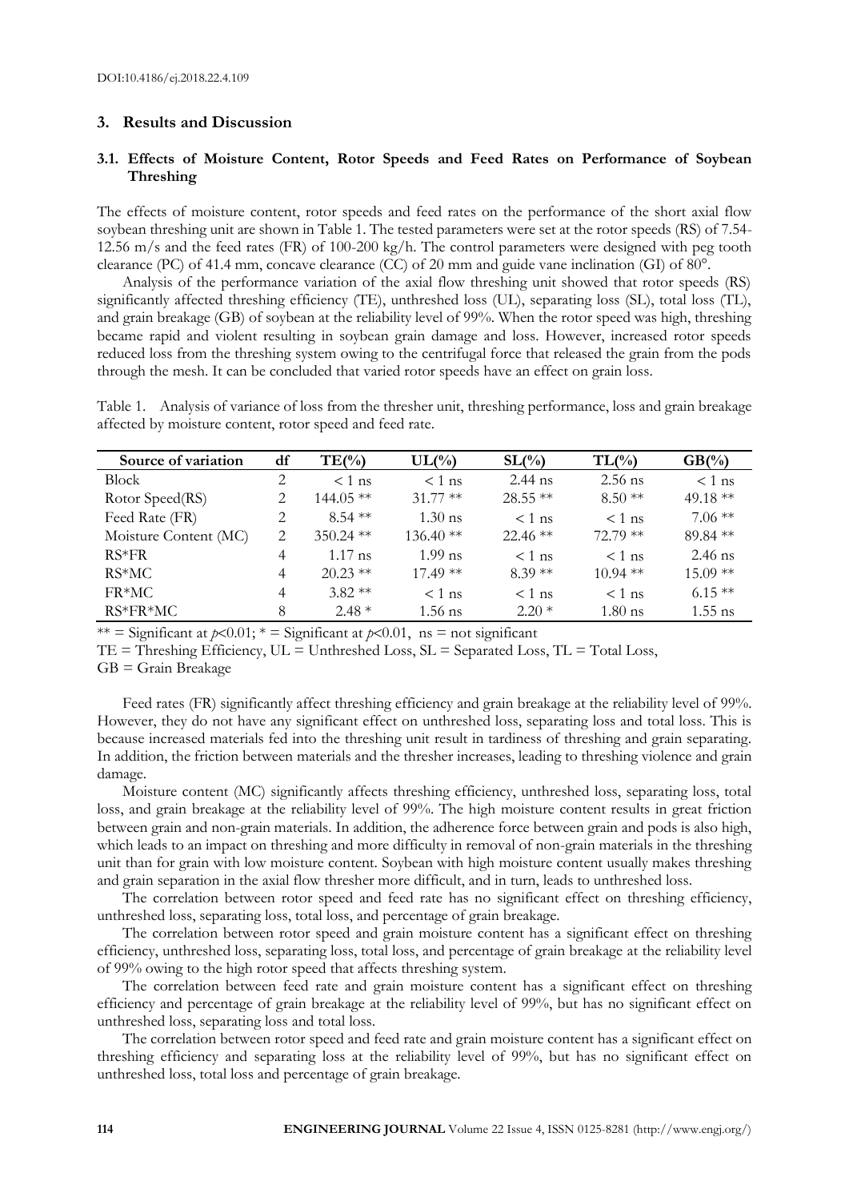DOI:10.4186/ej.2018.22.4.109

## 3. Results and Discussion

### 3.1. Effects of Moisture Content, Rotor Speeds and Feed Rates on Performance of Soybean Threshing

The effects of moisture content, rotor speeds and feed rates on the performance of the short axial flow soybean threshing unit are shown in Table 1. The tested parameters were set at the rotor speeds (RS) of 7.54-12.56 m/s and the feed rates (FR) of 100-200 kg/h. The control parameters were designed with peg tooth clearance (PC) of 41.4 mm, concave clearance (CC) of 20 mm and guide vane inclination (GI) of 80°.

Analysis of the performance variation of the axial flow threshing unit showed that rotor speeds (RS) significantly affected threshing efficiency (TE), unthreshed loss (UL), separating loss (SL), total loss (TL), and grain breakage (GB) of soybean at the reliability level of 99%. When the rotor speed was high, threshing became rapid and violent resulting in soybean grain damage and loss. However, increased rotor speeds reduced loss from the threshing system owing to the centrifugal force that released the grain from the pods through the mesh. It can be concluded that varied rotor speeds have an effect on grain loss.

Table 1. Analysis of variance of loss from the thresher unit, threshing performance, loss and grain breakage affected by moisture content, rotor speed and feed rate.

| Source of variation | df | TE(%) | UL(%) | SL(%) | TL(%) | GB(%) |
|---|---|---|---|---|---|---|
| Block | 2 | < 1 ns | < 1 ns | 2.44 ns | 2.56 ns | < 1 ns |
| Rotor Speed(RS) | 2 | 144.05 ** | 31.77 ** | 28.55 ** | 8.50 ** | 49.18 ** |
| Feed Rate (FR) | 2 | 8.54 ** | 1.30 ns | < 1 ns | < 1 ns | 7.06 ** |
| Moisture Content (MC) | 2 | 350.24 ** | 136.40 ** | 22.46 ** | 72.79 ** | 89.84 ** |
| RS*FR | 4 | 1.17 ns | 1.99 ns | < 1 ns | < 1 ns | 2.46 ns |
| RS*MC | 4 | 20.23 ** | 17.49 ** | 8.39 ** | 10.94 ** | 15.09 ** |
| FR*MC | 4 | 3.82 ** | < 1 ns | < 1 ns | < 1 ns | 6.15 ** |
| RS*FR*MC | 8 | 2.48 * | 1.56 ns | 2.20 * | 1.80 ns | 1.55 ns |

** = Significant at $p<0.01$; * = Significant at $p<0.01$, ns = not significant

TE = Threshing Efficiency, UL = Unthreshed Loss, SL = Separated Loss, TL = Total Loss, GB = Grain Breakage

Feed rates (FR) significantly affect threshing efficiency and grain breakage at the reliability level of 99%. However, they do not have any significant effect on unthreshed loss, separating loss and total loss. This is because increased materials fed into the threshing unit result in tardiness of threshing and grain separating. In addition, the friction between materials and the thresher increases, leading to threshing violence and grain damage.

Moisture content (MC) significantly affects threshing efficiency, unthreshed loss, separating loss, total loss, and grain breakage at the reliability level of 99%. The high moisture content results in great friction between grain and non-grain materials. In addition, the adherence force between grain and pods is also high, which leads to an impact on threshing and more difficulty in removal of non-grain materials in the threshing unit than for grain with low moisture content. Soybean with high moisture content usually makes threshing and grain separation in the axial flow thresher more difficult, and in turn, leads to unthreshed loss.

The correlation between rotor speed and feed rate has no significant effect on threshing efficiency, unthreshed loss, separating loss, total loss, and percentage of grain breakage.

The correlation between rotor speed and grain moisture content has a significant effect on threshing efficiency, unthreshed loss, separating loss, total loss, and percentage of grain breakage at the reliability level of 99% owing to the high rotor speed that affects threshing system.

The correlation between feed rate and grain moisture content has a significant effect on threshing efficiency and percentage of grain breakage at the reliability level of 99%, but has no significant effect on unthreshed loss, separating loss and total loss.

The correlation between rotor speed and feed rate and grain moisture content has a significant effect on threshing efficiency and separating loss at the reliability level of 99%, but has no significant effect on unthreshed loss, total loss and percentage of grain breakage.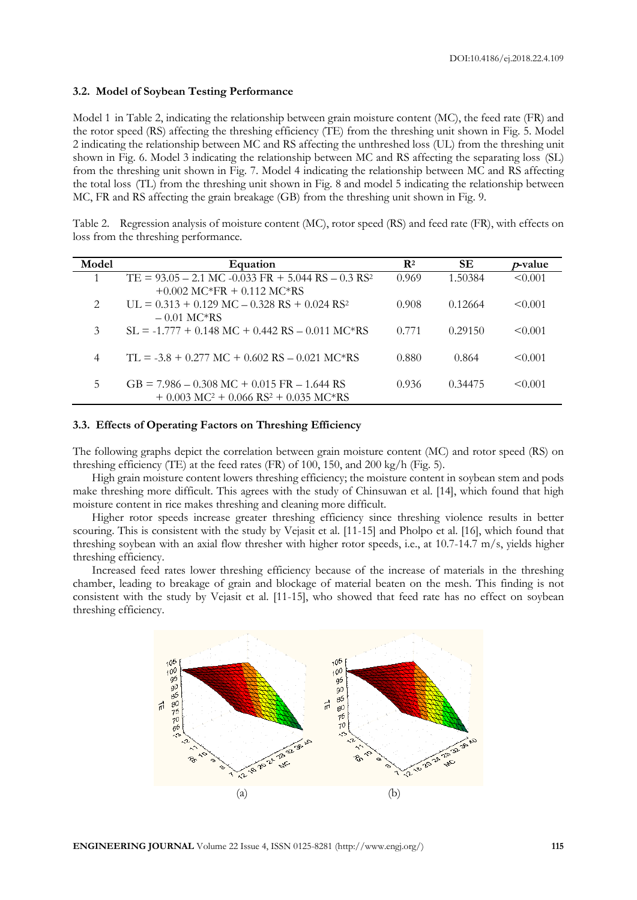### 3.2. Model of Soybean Testing Performance

Model 1 in Table 2, indicating the relationship between grain moisture content (MC), the feed rate (FR) and the rotor speed (RS) affecting the threshing efficiency (TE) from the threshing unit shown in Fig. 5. Model 2 indicating the relationship between MC and RS affecting the unthreshed loss (UL) from the threshing unit shown in Fig. 6. Model 3 indicating the relationship between MC and RS affecting the separating loss (SL) from the threshing unit shown in Fig. 7. Model 4 indicating the relationship between MC and RS affecting the total loss (TL) from the threshing unit shown in Fig. 8 and model 5 indicating the relationship between MC, FR and RS affecting the grain breakage (GB) from the threshing unit shown in Fig. 9.

Table 2. Regression analysis of moisture content (MC), rotor speed (RS) and feed rate (FR), with effects on loss from the threshing performance.

| Model | Equation | $R^2$ | SE | *p*-value |
|---|---|---|---|---|
| 1 | $TE = 93.05 - 2.1\ MC - 0.033\ FR + 5.044\ RS - 0.3\ RS^2 + 0.002\ MC{*}FR + 0.112\ MC{*}RS$ | 0.969 | 1.50384 | <0.001 |
| 2 | $UL = 0.313 + 0.129\ MC - 0.328\ RS + 0.024\ RS^2 - 0.01\ MC{*}RS$ | 0.908 | 0.12664 | <0.001 |
| 3 | $SL = -1.777 + 0.148\ MC + 0.442\ RS - 0.011\ MC{*}RS$ | 0.771 | 0.29150 | <0.001 |
| 4 | $TL = -3.8 + 0.277\ MC + 0.602\ RS - 0.021\ MC{*}RS$ | 0.880 | 0.864 | <0.001 |
| 5 | $GB = 7.986 - 0.308\ MC + 0.015\ FR - 1.644\ RS + 0.003\ MC^2 + 0.066\ RS^2 + 0.035\ MC{*}RS$ | 0.936 | 0.34475 | <0.001 |

### 3.3. Effects of Operating Factors on Threshing Efficiency

The following graphs depict the correlation between grain moisture content (MC) and rotor speed (RS) on threshing efficiency (TE) at the feed rates (FR) of 100, 150, and 200 kg/h (Fig. 5).

High grain moisture content lowers threshing efficiency; the moisture content in soybean stem and pods make threshing more difficult. This agrees with the study of Chinsuwan et al. [14], which found that high moisture content in rice makes threshing and cleaning more difficult.

Higher rotor speeds increase greater threshing efficiency since threshing violence results in better scouring. This is consistent with the study by Vejasit et al. [11-15] and Pholpo et al. [16], which found that threshing soybean with an axial flow thresher with higher rotor speeds, i.e., at 10.7-14.7 m/s, yields higher threshing efficiency.

Increased feed rates lower threshing efficiency because of the increase of materials in the threshing chamber, leading to breakage of grain and blockage of material beaten on the mesh. This finding is not consistent with the study by Vejasit et al. [11-15], who showed that feed rate has no effect on soybean threshing efficiency.

(a) (b)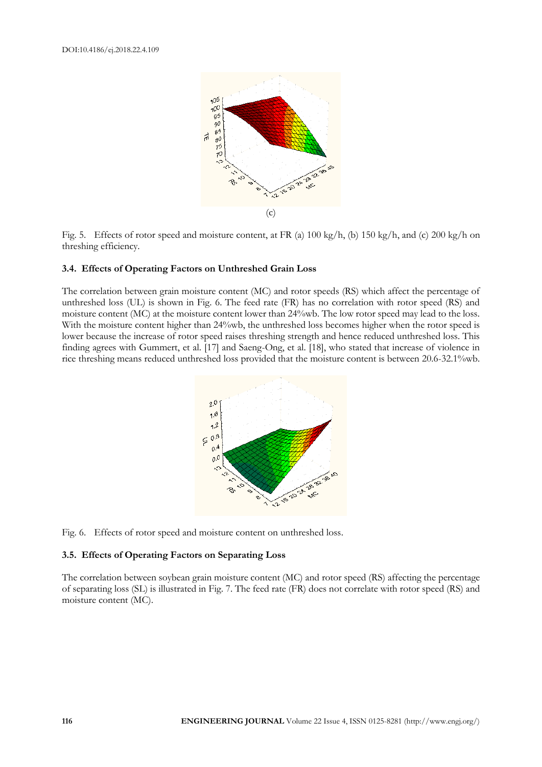(c)

Fig. 5. Effects of rotor speed and moisture content, at FR (a) 100 kg/h, (b) 150 kg/h, and (c) 200 kg/h on threshing efficiency.

### 3.4. Effects of Operating Factors on Unthreshed Grain Loss

The correlation between grain moisture content (MC) and rotor speeds (RS) which affect the percentage of unthreshed loss (UL) is shown in Fig. 6. The feed rate (FR) has no correlation with rotor speed (RS) and moisture content (MC) at the moisture content lower than 24%wb. The low rotor speed may lead to the loss. With the moisture content higher than 24%wb, the unthreshed loss becomes higher when the rotor speed is lower because the increase of rotor speed raises threshing strength and hence reduced unthreshed loss. This finding agrees with Gummert, et al. [17] and Saeng-Ong, et al. [18], who stated that increase of violence in rice threshing means reduced unthreshed loss provided that the moisture content is between 20.6-32.1%wb.

Fig. 6. Effects of rotor speed and moisture content on unthreshed loss.

### 3.5. Effects of Operating Factors on Separating Loss

The correlation between soybean grain moisture content (MC) and rotor speed (RS) affecting the percentage of separating loss (SL) is illustrated in Fig. 7. The feed rate (FR) does not correlate with rotor speed (RS) and moisture content (MC).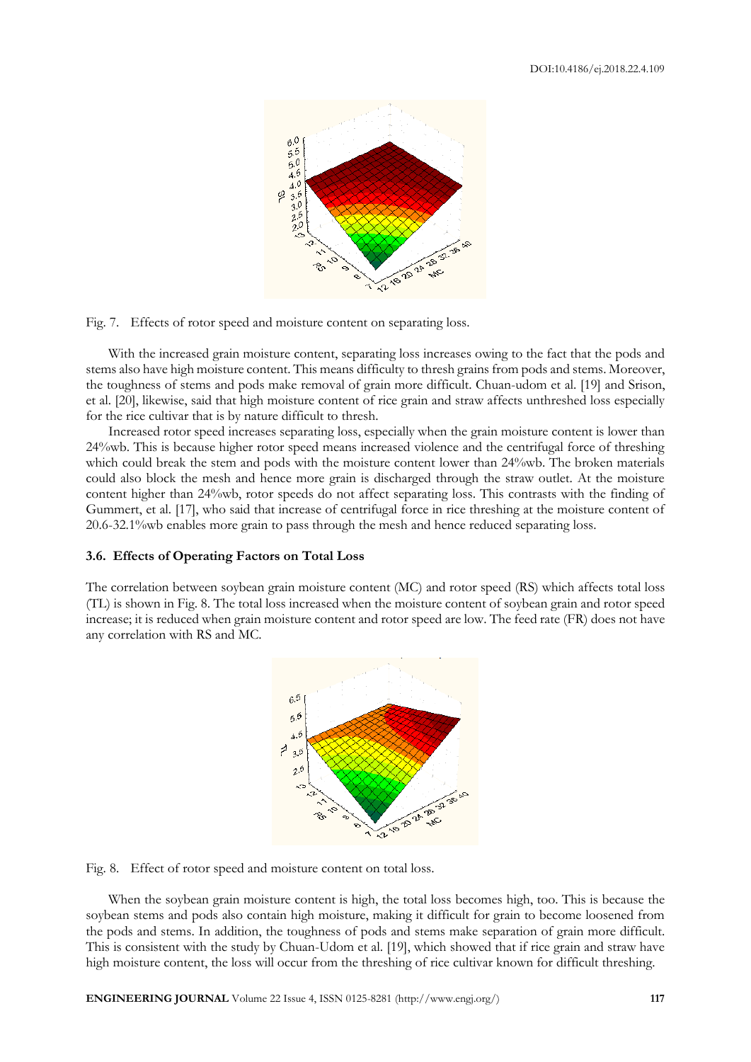Fig. 7. Effects of rotor speed and moisture content on separating loss.

With the increased grain moisture content, separating loss increases owing to the fact that the pods and stems also have high moisture content. This means difficulty to thresh grains from pods and stems. Moreover, the toughness of stems and pods make removal of grain more difficult. Chuan-udom et al. [19] and Srison, et al. [20], likewise, said that high moisture content of rice grain and straw affects unthreshed loss especially for the rice cultivar that is by nature difficult to thresh.

Increased rotor speed increases separating loss, especially when the grain moisture content is lower than 24%wb. This is because higher rotor speed means increased violence and the centrifugal force of threshing which could break the stem and pods with the moisture content lower than 24%wb. The broken materials could also block the mesh and hence more grain is discharged through the straw outlet. At the moisture content higher than 24%wb, rotor speeds do not affect separating loss. This contrasts with the finding of Gummert, et al. [17], who said that increase of centrifugal force in rice threshing at the moisture content of 20.6-32.1%wb enables more grain to pass through the mesh and hence reduced separating loss.

### 3.6. Effects of Operating Factors on Total Loss

The correlation between soybean grain moisture content (MC) and rotor speed (RS) which affects total loss (TL) is shown in Fig. 8. The total loss increased when the moisture content of soybean grain and rotor speed increase; it is reduced when grain moisture content and rotor speed are low. The feed rate (FR) does not have any correlation with RS and MC.

Fig. 8. Effect of rotor speed and moisture content on total loss.

When the soybean grain moisture content is high, the total loss becomes high, too. This is because the soybean stems and pods also contain high moisture, making it difficult for grain to become loosened from the pods and stems. In addition, the toughness of pods and stems make separation of grain more difficult. This is consistent with the study by Chuan-Udom et al. [19], which showed that if rice grain and straw have high moisture content, the loss will occur from the threshing of rice cultivar known for difficult threshing.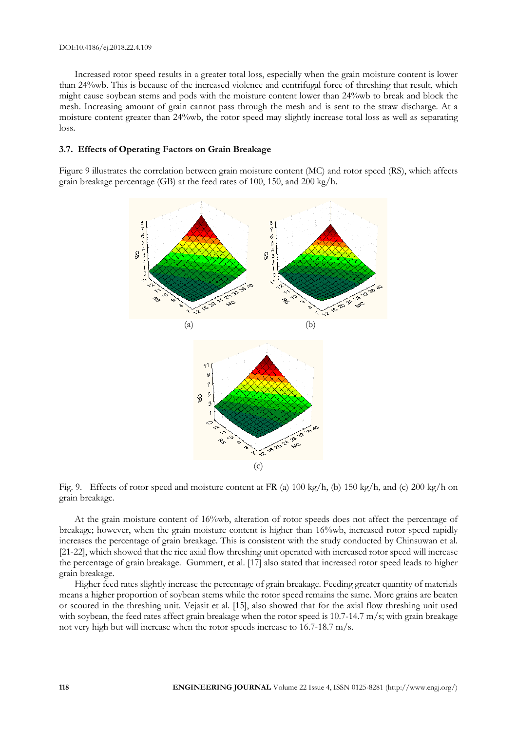Increased rotor speed results in a greater total loss, especially when the grain moisture content is lower than 24%wb. This is because of the increased violence and centrifugal force of threshing that result, which might cause soybean stems and pods with the moisture content lower than 24%wb to break and block the mesh. Increasing amount of grain cannot pass through the mesh and is sent to the straw discharge. At a moisture content greater than 24%wb, the rotor speed may slightly increase total loss as well as separating loss.

### 3.7. Effects of Operating Factors on Grain Breakage

Figure 9 illustrates the correlation between grain moisture content (MC) and rotor speed (RS), which affects grain breakage percentage (GB) at the feed rates of 100, 150, and 200 kg/h.

(a) (b)

(c)

Fig. 9. Effects of rotor speed and moisture content at FR (a) 100 kg/h, (b) 150 kg/h, and (c) 200 kg/h on grain breakage.

At the grain moisture content of 16%wb, alteration of rotor speeds does not affect the percentage of breakage; however, when the grain moisture content is higher than 16%wb, increased rotor speed rapidly increases the percentage of grain breakage. This is consistent with the study conducted by Chinsuwan et al. [21-22], which showed that the rice axial flow threshing unit operated with increased rotor speed will increase the percentage of grain breakage. Gummert, et al. [17] also stated that increased rotor speed leads to higher grain breakage.

Higher feed rates slightly increase the percentage of grain breakage. Feeding greater quantity of materials means a higher proportion of soybean stems while the rotor speed remains the same. More grains are beaten or scoured in the threshing unit. Vejasit et al. [15], also showed that for the axial flow threshing unit used with soybean, the feed rates affect grain breakage when the rotor speed is 10.7-14.7 m/s; with grain breakage not very high but will increase when the rotor speeds increase to 16.7-18.7 m/s.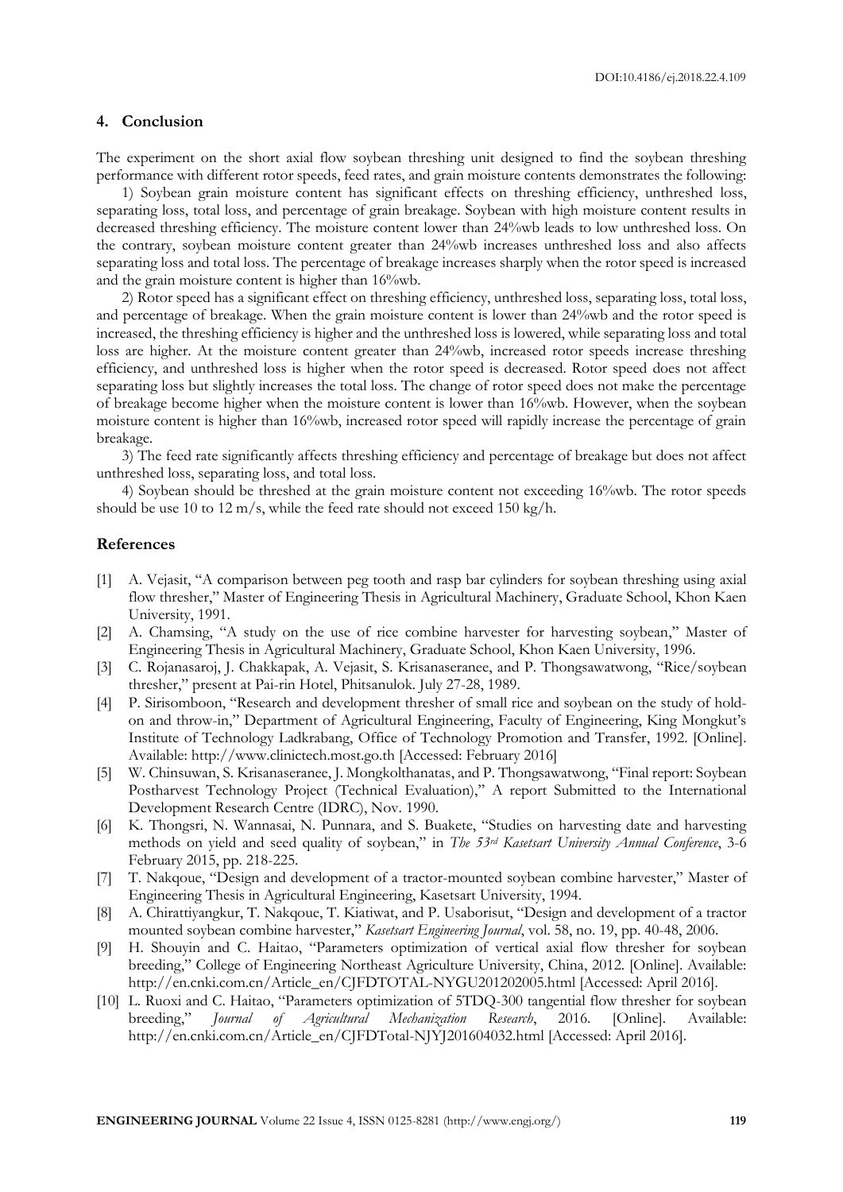## 4. Conclusion

The experiment on the short axial flow soybean threshing unit designed to find the soybean threshing performance with different rotor speeds, feed rates, and grain moisture contents demonstrates the following:

1) Soybean grain moisture content has significant effects on threshing efficiency, unthreshed loss, separating loss, total loss, and percentage of grain breakage. Soybean with high moisture content results in decreased threshing efficiency. The moisture content lower than 24%wb leads to low unthreshed loss. On the contrary, soybean moisture content greater than 24%wb increases unthreshed loss and also affects separating loss and total loss. The percentage of breakage increases sharply when the rotor speed is increased and the grain moisture content is higher than 16%wb.

2) Rotor speed has a significant effect on threshing efficiency, unthreshed loss, separating loss, total loss, and percentage of breakage. When the grain moisture content is lower than 24%wb and the rotor speed is increased, the threshing efficiency is higher and the unthreshed loss is lowered, while separating loss and total loss are higher. At the moisture content greater than 24%wb, increased rotor speeds increase threshing efficiency, and unthreshed loss is higher when the rotor speed is decreased. Rotor speed does not affect separating loss but slightly increases the total loss. The change of rotor speed does not make the percentage of breakage become higher when the moisture content is lower than 16%wb. However, when the soybean moisture content is higher than 16%wb, increased rotor speed will rapidly increase the percentage of grain breakage.

3) The feed rate significantly affects threshing efficiency and percentage of breakage but does not affect unthreshed loss, separating loss, and total loss.

4) Soybean should be threshed at the grain moisture content not exceeding 16%wb. The rotor speeds should be use 10 to 12 m/s, while the feed rate should not exceed 150 kg/h.

## References

[1] A. Vejasit, "A comparison between peg tooth and rasp bar cylinders for soybean threshing using axial flow thresher," Master of Engineering Thesis in Agricultural Machinery, Graduate School, Khon Kaen University, 1991.

[2] A. Chamsing, "A study on the use of rice combine harvester for harvesting soybean," Master of Engineering Thesis in Agricultural Machinery, Graduate School, Khon Kaen University, 1996.

[3] C. Rojanasaroj, J. Chakkapak, A. Vejasit, S. Krisanaseranee, and P. Thongsawatwong, "Rice/soybean thresher," present at Pai-rin Hotel, Phitsanulok. July 27-28, 1989.

[4] P. Sirisomboon, "Research and development thresher of small rice and soybean on the study of hold-on and throw-in," Department of Agricultural Engineering, Faculty of Engineering, King Mongkut's Institute of Technology Ladkrabang, Office of Technology Promotion and Transfer, 1992. [Online]. Available: http://www.clinictech.most.go.th [Accessed: February 2016]

[5] W. Chinsuwan, S. Krisanaseranee, J. Mongkolthanatas, and P. Thongsawatwong, "Final report: Soybean Postharvest Technology Project (Technical Evaluation)," A report Submitted to the International Development Research Centre (IDRC), Nov. 1990.

[6] K. Thongsri, N. Wannasai, N. Punnara, and S. Buakete, "Studies on harvesting date and harvesting methods on yield and seed quality of soybean," in *The 53rd Kasetsart University Annual Conference*, 3-6 February 2015, pp. 218-225.

[7] T. Nakqoue, "Design and development of a tractor-mounted soybean combine harvester," Master of Engineering Thesis in Agricultural Engineering, Kasetsart University, 1994.

[8] A. Chirattiyangkur, T. Nakqoue, T. Kiatiwat, and P. Usaborisut, "Design and development of a tractor mounted soybean combine harvester," *Kasetsart Engineering Journal*, vol. 58, no. 19, pp. 40-48, 2006.

[9] H. Shouyin and C. Haitao, "Parameters optimization of vertical axial flow thresher for soybean breeding," College of Engineering Northeast Agriculture University, China, 2012. [Online]. Available: http://en.cnki.com.cn/Article_en/CJFDTOTAL-NYGU201202005.html [Accessed: April 2016].

[10] L. Ruoxi and C. Haitao, "Parameters optimization of 5TDQ-300 tangential flow thresher for soybean breeding," *Journal of Agricultural Mechanization Research*, 2016. [Online]. Available: http://en.cnki.com.cn/Article_en/CJFDTotal-NJYJ201604032.html [Accessed: April 2016].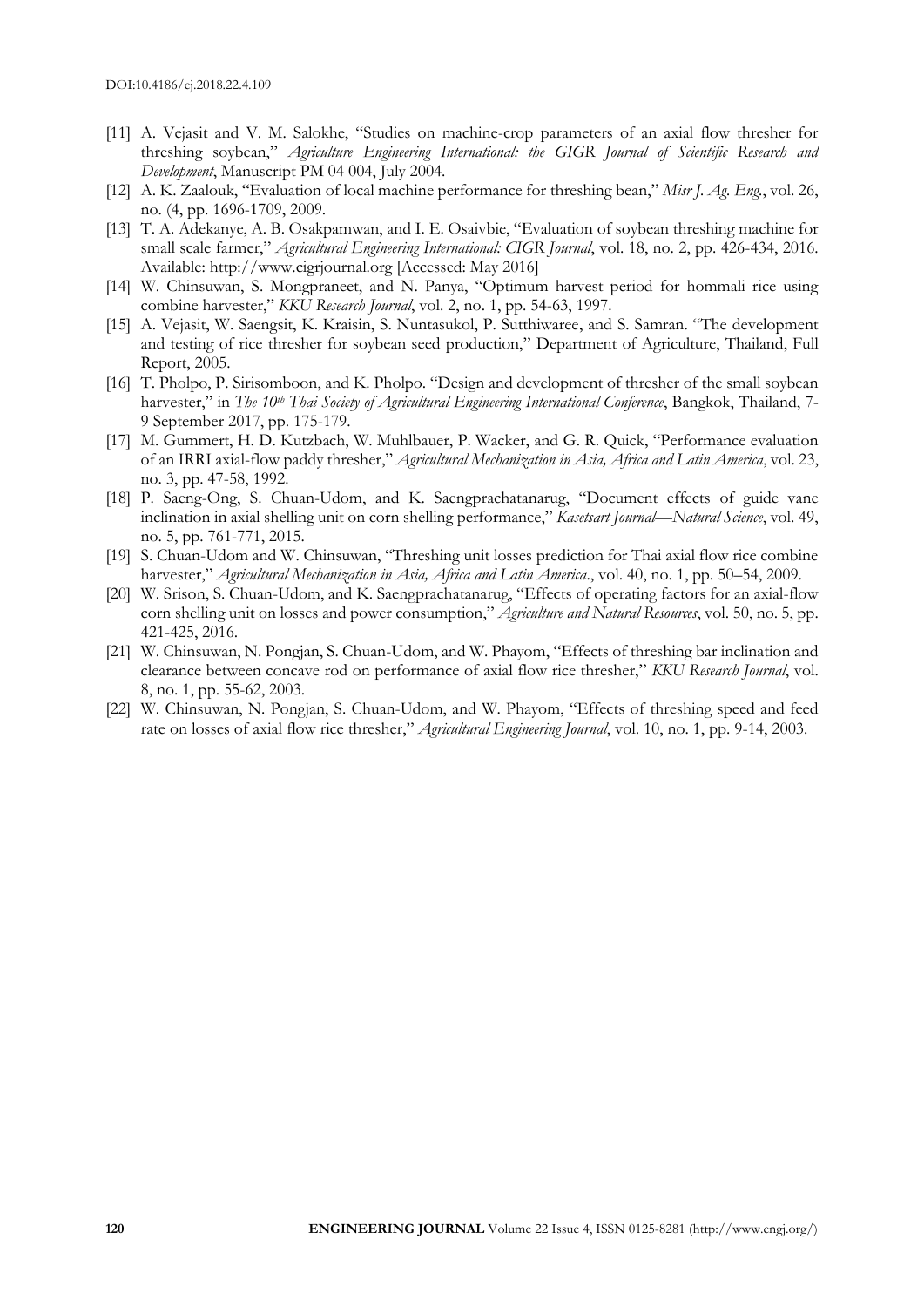[11] A. Vejasit and V. M. Salokhe, "Studies on machine-crop parameters of an axial flow thresher for threshing soybean," *Agriculture Engineering International: the GIGR Journal of Scientific Research and Development*, Manuscript PM 04 004, July 2004.

[12] A. K. Zaalouk, "Evaluation of local machine performance for threshing bean," *Misr J. Ag. Eng.*, vol. 26, no. (4, pp. 1696-1709, 2009.

[13] T. A. Adekanye, A. B. Osakpamwan, and I. E. Osaivbie, "Evaluation of soybean threshing machine for small scale farmer," *Agricultural Engineering International: CIGR Journal*, vol. 18, no. 2, pp. 426-434, 2016. Available: http://www.cigrjournal.org [Accessed: May 2016]

[14] W. Chinsuwan, S. Mongpraneet, and N. Panya, "Optimum harvest period for hommali rice using combine harvester," *KKU Research Journal*, vol. 2, no. 1, pp. 54-63, 1997.

[15] A. Vejasit, W. Saengsit, K. Kraisin, S. Nuntasukol, P. Sutthiwaree, and S. Samran. "The development and testing of rice thresher for soybean seed production," Department of Agriculture, Thailand, Full Report, 2005.

[16] T. Pholpo, P. Sirisomboon, and K. Pholpo. "Design and development of thresher of the small soybean harvester," in *The 10th Thai Society of Agricultural Engineering International Conference*, Bangkok, Thailand, 7-9 September 2017, pp. 175-179.

[17] M. Gummert, H. D. Kutzbach, W. Muhlbauer, P. Wacker, and G. R. Quick, "Performance evaluation of an IRRI axial-flow paddy thresher," *Agricultural Mechanization in Asia, Africa and Latin America*, vol. 23, no. 3, pp. 47-58, 1992.

[18] P. Saeng-Ong, S. Chuan-Udom, and K. Saengprachatanarug, "Document effects of guide vane inclination in axial shelling unit on corn shelling performance," *Kasetsart Journal—Natural Science*, vol. 49, no. 5, pp. 761-771, 2015.

[19] S. Chuan-Udom and W. Chinsuwan, "Threshing unit losses prediction for Thai axial flow rice combine harvester," *Agricultural Mechanization in Asia, Africa and Latin America*., vol. 40, no. 1, pp. 50–54, 2009.

[20] W. Srison, S. Chuan-Udom, and K. Saengprachatanarug, "Effects of operating factors for an axial-flow corn shelling unit on losses and power consumption," *Agriculture and Natural Resources*, vol. 50, no. 5, pp. 421-425, 2016.

[21] W. Chinsuwan, N. Pongjan, S. Chuan-Udom, and W. Phayom, "Effects of threshing bar inclination and clearance between concave rod on performance of axial flow rice thresher," *KKU Research Journal*, vol. 8, no. 1, pp. 55-62, 2003.

[22] W. Chinsuwan, N. Pongjan, S. Chuan-Udom, and W. Phayom, "Effects of threshing speed and feed rate on losses of axial flow rice thresher," *Agricultural Engineering Journal*, vol. 10, no. 1, pp. 9-14, 2003.